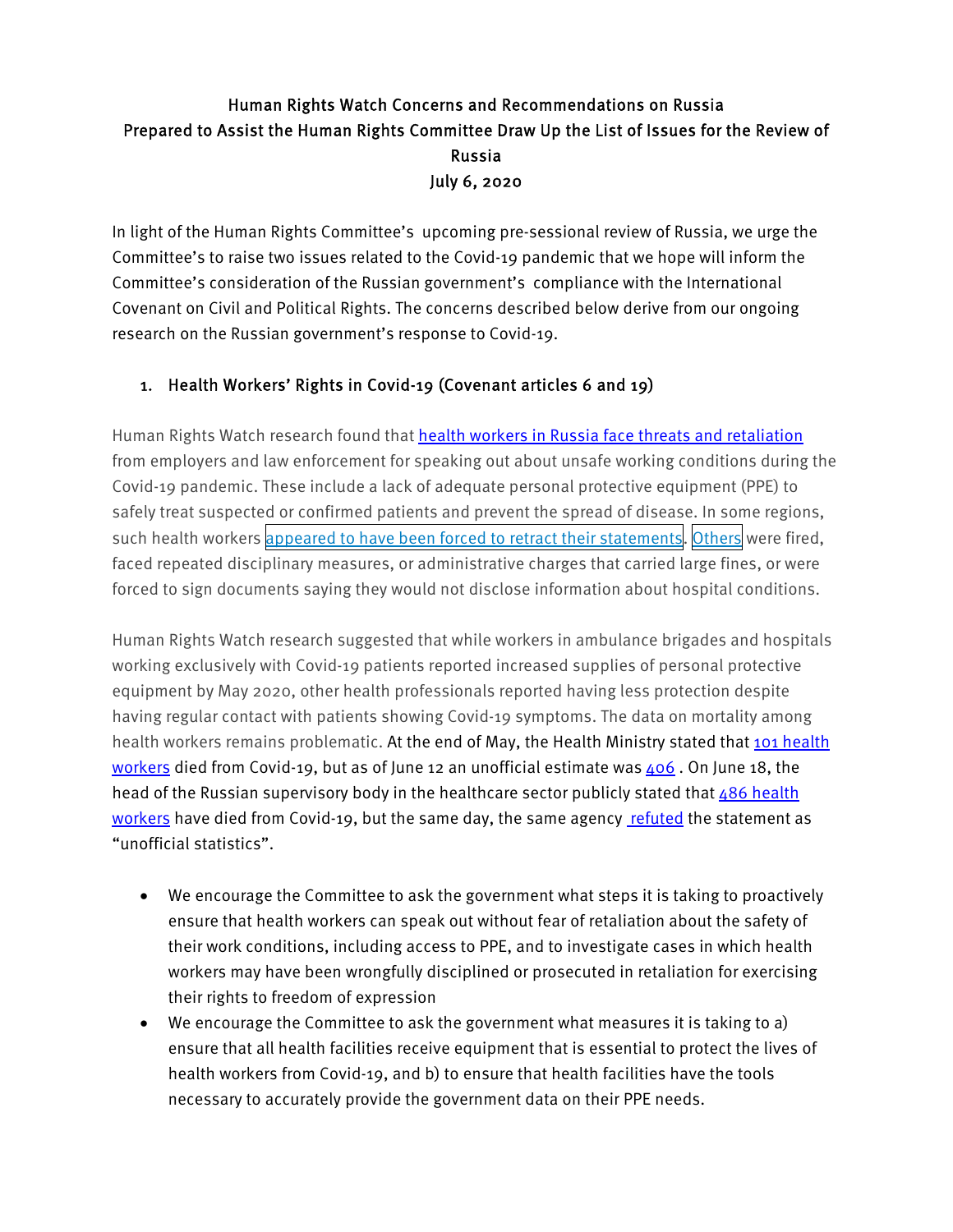# Human Rights Watch Concerns and Recommendations on Russia
## Prepared to Assist the Human Rights Committee Draw Up the List of Issues for the Review of Russia
### July 6, 2020

In light of the Human Rights Committee's upcoming pre-sessional review of Russia, we urge the Committee's to raise two issues related to the Covid-19 pandemic that we hope will inform the Committee's consideration of the Russian government's compliance with the International Covenant on Civil and Political Rights. The concerns described below derive from our ongoing research on the Russian government's response to Covid-19.

1. **Health Workers' Rights in Covid-19 (Covenant articles 6 and 19)**

Human Rights Watch research found that health workers in Russia face threats and retaliation from employers and law enforcement for speaking out about unsafe working conditions during the Covid-19 pandemic. These include a lack of adequate personal protective equipment (PPE) to safely treat suspected or confirmed patients and prevent the spread of disease. In some regions, such health workers appeared to have been forced to retract their statements. Others were fired, faced repeated disciplinary measures, or administrative charges that carried large fines, or were forced to sign documents saying they would not disclose information about hospital conditions.

Human Rights Watch research suggested that while workers in ambulance brigades and hospitals working exclusively with Covid-19 patients reported increased supplies of personal protective equipment by May 2020, other health professionals reported having less protection despite having regular contact with patients showing Covid-19 symptoms. The data on mortality among health workers remains problematic. At the end of May, the Health Ministry stated that 101 health workers died from Covid-19, but as of June 12 an unofficial estimate was 406 . On June 18, the head of the Russian supervisory body in the healthcare sector publicly stated that 486 health workers have died from Covid-19, but the same day, the same agency refuted the statement as "unofficial statistics".

- We encourage the Committee to ask the government what steps it is taking to proactively ensure that health workers can speak out without fear of retaliation about the safety of their work conditions, including access to PPE, and to investigate cases in which health workers may have been wrongfully disciplined or prosecuted in retaliation for exercising their rights to freedom of expression
- We encourage the Committee to ask the government what measures it is taking to a) ensure that all health facilities receive equipment that is essential to protect the lives of health workers from Covid-19, and b) to ensure that health facilities have the tools necessary to accurately provide the government data on their PPE needs.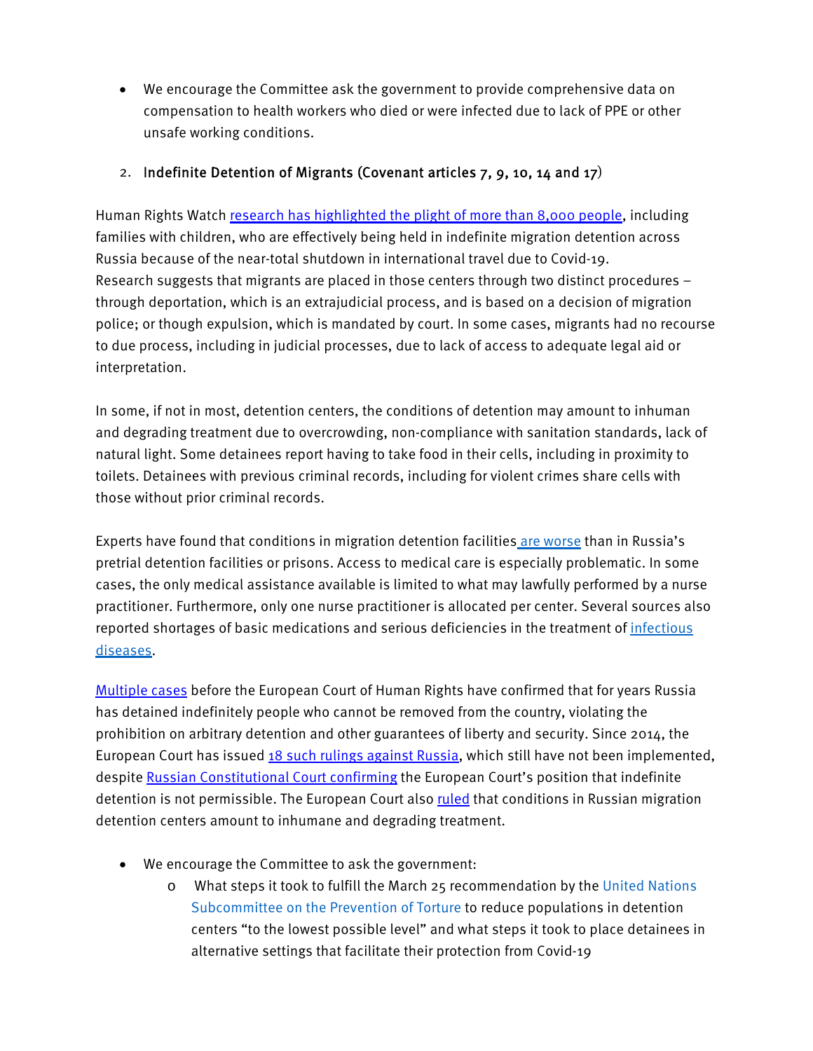- We encourage the Committee ask the government to provide comprehensive data on compensation to health workers who died or were infected due to lack of PPE or other unsafe working conditions.

2. Indefinite Detention of Migrants (Covenant articles 7, 9, 10, 14 and 17)

Human Rights Watch research has highlighted the plight of more than 8,000 people, including families with children, who are effectively being held in indefinite migration detention across Russia because of the near-total shutdown in international travel due to Covid-19. Research suggests that migrants are placed in those centers through two distinct procedures – through deportation, which is an extrajudicial process, and is based on a decision of migration police; or though expulsion, which is mandated by court. In some cases, migrants had no recourse to due process, including in judicial processes, due to lack of access to adequate legal aid or interpretation.

In some, if not in most, detention centers, the conditions of detention may amount to inhuman and degrading treatment due to overcrowding, non-compliance with sanitation standards, lack of natural light. Some detainees report having to take food in their cells, including in proximity to toilets. Detainees with previous criminal records, including for violent crimes share cells with those without prior criminal records.

Experts have found that conditions in migration detention facilities are worse than in Russia's pretrial detention facilities or prisons. Access to medical care is especially problematic. In some cases, the only medical assistance available is limited to what may lawfully performed by a nurse practitioner. Furthermore, only one nurse practitioner is allocated per center. Several sources also reported shortages of basic medications and serious deficiencies in the treatment of infectious diseases.

Multiple cases before the European Court of Human Rights have confirmed that for years Russia has detained indefinitely people who cannot be removed from the country, violating the prohibition on arbitrary detention and other guarantees of liberty and security. Since 2014, the European Court has issued 18 such rulings against Russia, which still have not been implemented, despite Russian Constitutional Court confirming the European Court's position that indefinite detention is not permissible. The European Court also ruled that conditions in Russian migration detention centers amount to inhumane and degrading treatment.

- We encourage the Committee to ask the government:
  - What steps it took to fulfill the March 25 recommendation by the United Nations Subcommittee on the Prevention of Torture to reduce populations in detention centers "to the lowest possible level" and what steps it took to place detainees in alternative settings that facilitate their protection from Covid-19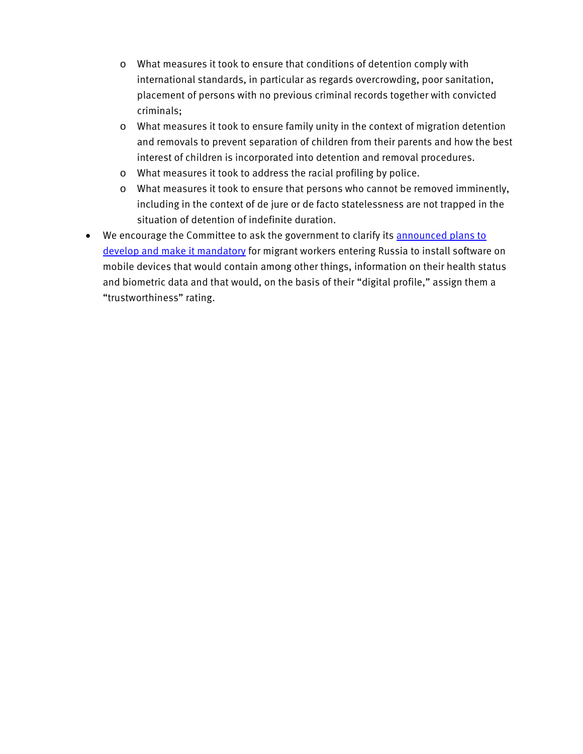- What measures it took to ensure that conditions of detention comply with international standards, in particular as regards overcrowding, poor sanitation, placement of persons with no previous criminal records together with convicted criminals;
  - What measures it took to ensure family unity in the context of migration detention and removals to prevent separation of children from their parents and how the best interest of children is incorporated into detention and removal procedures.
  - What measures it took to address the racial profiling by police.
  - What measures it took to ensure that persons who cannot be removed imminently, including in the context of de jure or de facto statelessness are not trapped in the situation of detention of indefinite duration.
- We encourage the Committee to ask the government to clarify its announced plans to develop and make it mandatory for migrant workers entering Russia to install software on mobile devices that would contain among other things, information on their health status and biometric data and that would, on the basis of their "digital profile," assign them a "trustworthiness" rating.